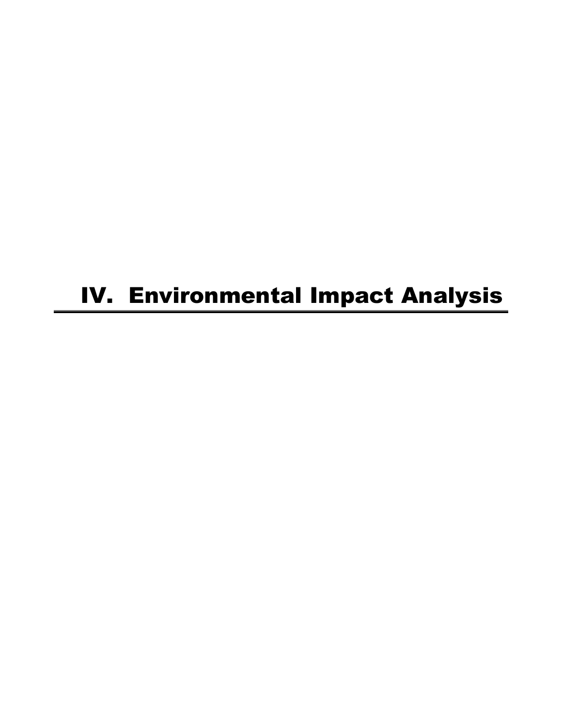# IV. Environmental Impact Analysis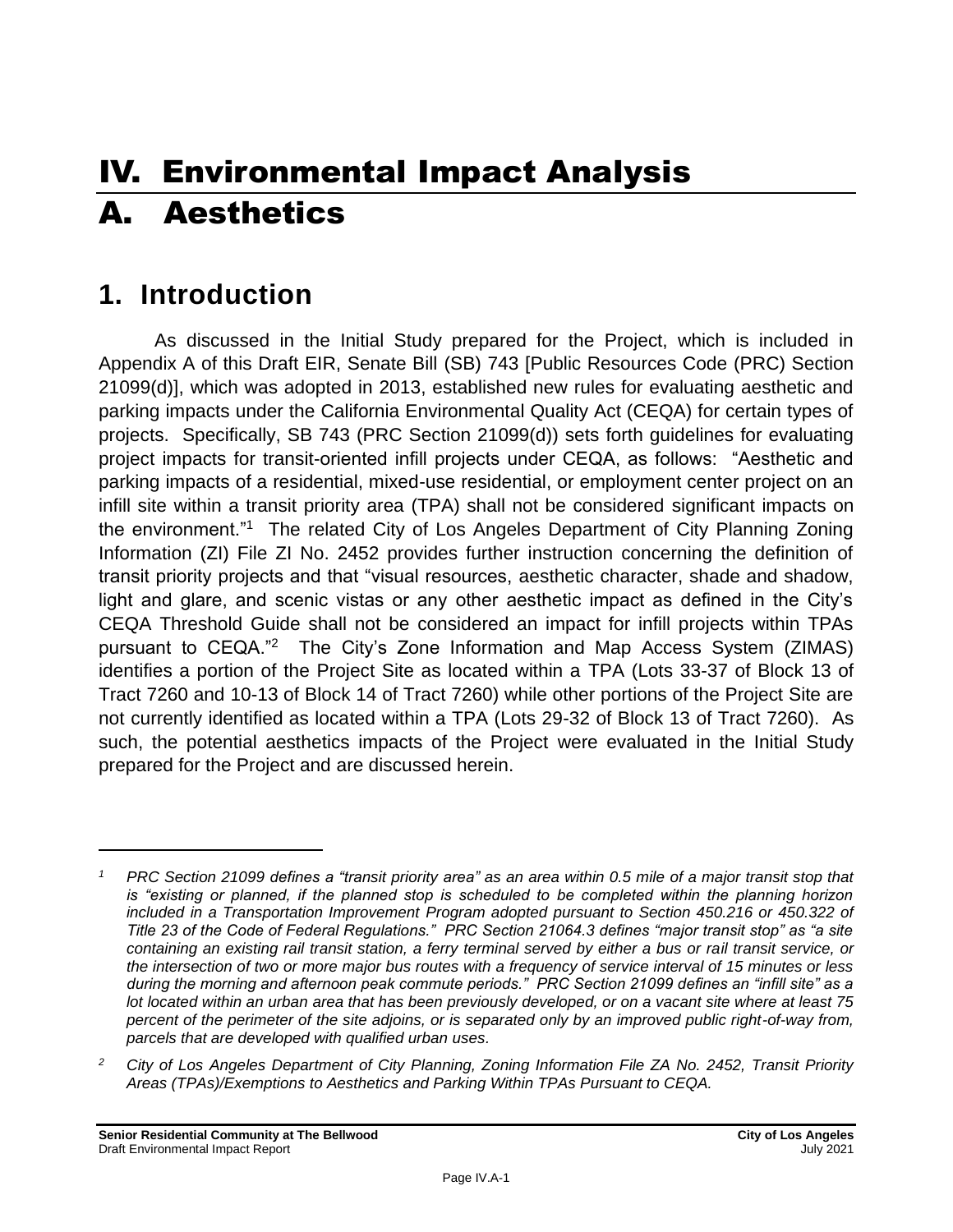# IV. Environmental Impact Analysis

# A. Aesthetics

## 1. Introduction

As discussed in the Initial Study prepared for the Project, which is included in Appendix A of this Draft EIR, Senate Bill (SB) 743 [Public Resources Code (PRC) Section 21099(d)], which was adopted in 2013, established new rules for evaluating aesthetic and parking impacts under the California Environmental Quality Act (CEQA) for certain types of projects. Specifically, SB 743 (PRC Section 21099(d)) sets forth guidelines for evaluating project impacts for transit-oriented infill projects under CEQA, as follows: "Aesthetic and parking impacts of a residential, mixed-use residential, or employment center project on an infill site within a transit priority area (TPA) shall not be considered significant impacts on the environment."[1] The related City of Los Angeles Department of City Planning Zoning Information (ZI) File ZI No. 2452 provides further instruction concerning the definition of transit priority projects and that "visual resources, aesthetic character, shade and shadow, light and glare, and scenic vistas or any other aesthetic impact as defined in the City's CEQA Threshold Guide shall not be considered an impact for infill projects within TPAs pursuant to CEQA."[2] The City's Zone Information and Map Access System (ZIMAS) identifies a portion of the Project Site as located within a TPA (Lots 33-37 of Block 13 of Tract 7260 and 10-13 of Block 14 of Tract 7260) while other portions of the Project Site are not currently identified as located within a TPA (Lots 29-32 of Block 13 of Tract 7260). As such, the potential aesthetics impacts of the Project were evaluated in the Initial Study prepared for the Project and are discussed herein.

---

[1] *PRC Section 21099 defines a "transit priority area" as an area within 0.5 mile of a major transit stop that is "existing or planned, if the planned stop is scheduled to be completed within the planning horizon included in a Transportation Improvement Program adopted pursuant to Section 450.216 or 450.322 of Title 23 of the Code of Federal Regulations." PRC Section 21064.3 defines "major transit stop" as "a site containing an existing rail transit station, a ferry terminal served by either a bus or rail transit service, or the intersection of two or more major bus routes with a frequency of service interval of 15 minutes or less during the morning and afternoon peak commute periods." PRC Section 21099 defines an "infill site" as a lot located within an urban area that has been previously developed, or on a vacant site where at least 75 percent of the perimeter of the site adjoins, or is separated only by an improved public right-of-way from, parcels that are developed with qualified urban uses.*

[2] *City of Los Angeles Department of City Planning, Zoning Information File ZA No. 2452, Transit Priority Areas (TPAs)/Exemptions to Aesthetics and Parking Within TPAs Pursuant to CEQA.*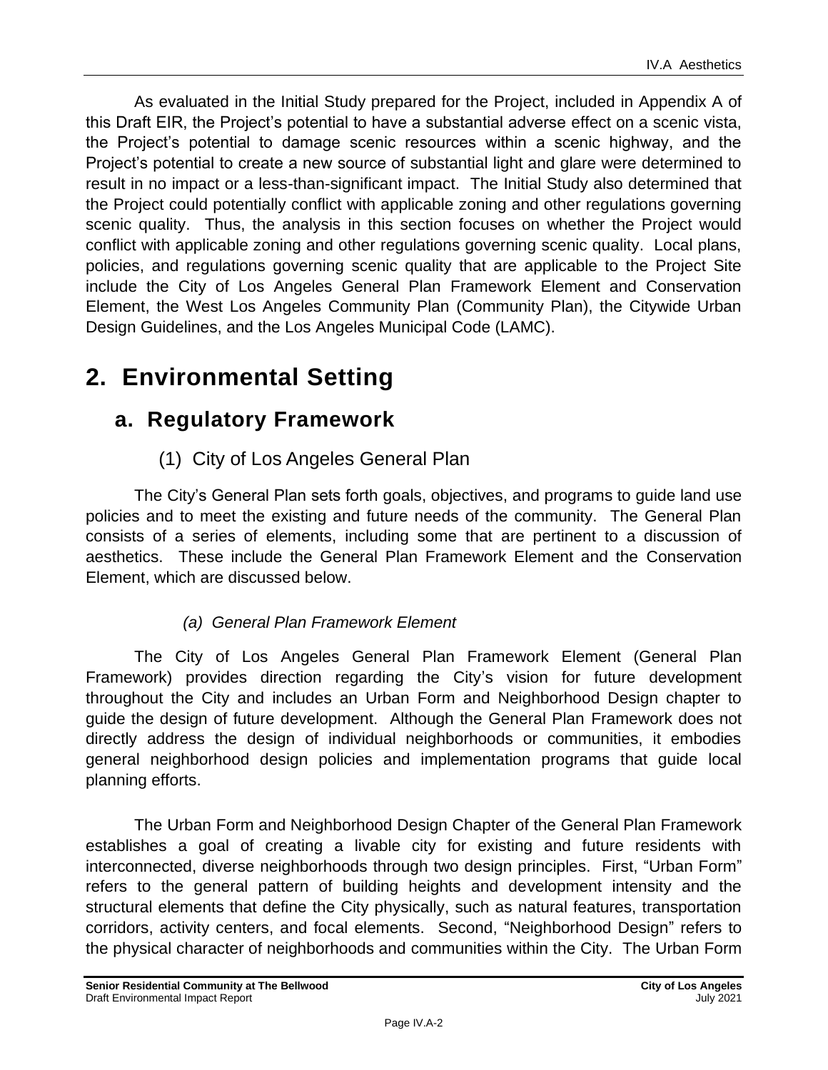As evaluated in the Initial Study prepared for the Project, included in Appendix A of this Draft EIR, the Project's potential to have a substantial adverse effect on a scenic vista, the Project's potential to damage scenic resources within a scenic highway, and the Project's potential to create a new source of substantial light and glare were determined to result in no impact or a less-than-significant impact. The Initial Study also determined that the Project could potentially conflict with applicable zoning and other regulations governing scenic quality. Thus, the analysis in this section focuses on whether the Project would conflict with applicable zoning and other regulations governing scenic quality. Local plans, policies, and regulations governing scenic quality that are applicable to the Project Site include the City of Los Angeles General Plan Framework Element and Conservation Element, the West Los Angeles Community Plan (Community Plan), the Citywide Urban Design Guidelines, and the Los Angeles Municipal Code (LAMC).

# 2. Environmental Setting

## a. Regulatory Framework

### (1) City of Los Angeles General Plan

The City's General Plan sets forth goals, objectives, and programs to guide land use policies and to meet the existing and future needs of the community. The General Plan consists of a series of elements, including some that are pertinent to a discussion of aesthetics. These include the General Plan Framework Element and the Conservation Element, which are discussed below.

#### *(a) General Plan Framework Element*

The City of Los Angeles General Plan Framework Element (General Plan Framework) provides direction regarding the City's vision for future development throughout the City and includes an Urban Form and Neighborhood Design chapter to guide the design of future development. Although the General Plan Framework does not directly address the design of individual neighborhoods or communities, it embodies general neighborhood design policies and implementation programs that guide local planning efforts.

The Urban Form and Neighborhood Design Chapter of the General Plan Framework establishes a goal of creating a livable city for existing and future residents with interconnected, diverse neighborhoods through two design principles. First, "Urban Form" refers to the general pattern of building heights and development intensity and the structural elements that define the City physically, such as natural features, transportation corridors, activity centers, and focal elements. Second, "Neighborhood Design" refers to the physical character of neighborhoods and communities within the City. The Urban Form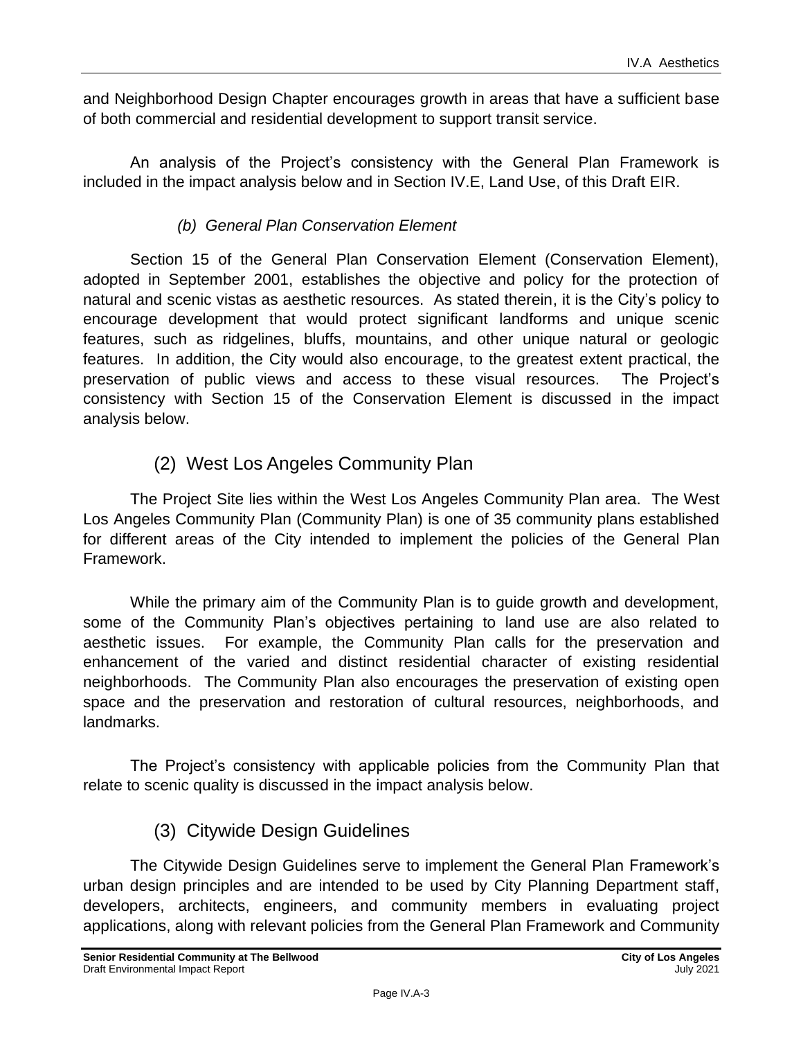and Neighborhood Design Chapter encourages growth in areas that have a sufficient base of both commercial and residential development to support transit service.

An analysis of the Project's consistency with the General Plan Framework is included in the impact analysis below and in Section IV.E, Land Use, of this Draft EIR.

*(b) General Plan Conservation Element*

Section 15 of the General Plan Conservation Element (Conservation Element), adopted in September 2001, establishes the objective and policy for the protection of natural and scenic vistas as aesthetic resources. As stated therein, it is the City's policy to encourage development that would protect significant landforms and unique scenic features, such as ridgelines, bluffs, mountains, and other unique natural or geologic features. In addition, the City would also encourage, to the greatest extent practical, the preservation of public views and access to these visual resources. The Project's consistency with Section 15 of the Conservation Element is discussed in the impact analysis below.

## (2) West Los Angeles Community Plan

The Project Site lies within the West Los Angeles Community Plan area. The West Los Angeles Community Plan (Community Plan) is one of 35 community plans established for different areas of the City intended to implement the policies of the General Plan Framework.

While the primary aim of the Community Plan is to guide growth and development, some of the Community Plan's objectives pertaining to land use are also related to aesthetic issues. For example, the Community Plan calls for the preservation and enhancement of the varied and distinct residential character of existing residential neighborhoods. The Community Plan also encourages the preservation of existing open space and the preservation and restoration of cultural resources, neighborhoods, and landmarks.

The Project's consistency with applicable policies from the Community Plan that relate to scenic quality is discussed in the impact analysis below.

## (3) Citywide Design Guidelines

The Citywide Design Guidelines serve to implement the General Plan Framework's urban design principles and are intended to be used by City Planning Department staff, developers, architects, engineers, and community members in evaluating project applications, along with relevant policies from the General Plan Framework and Community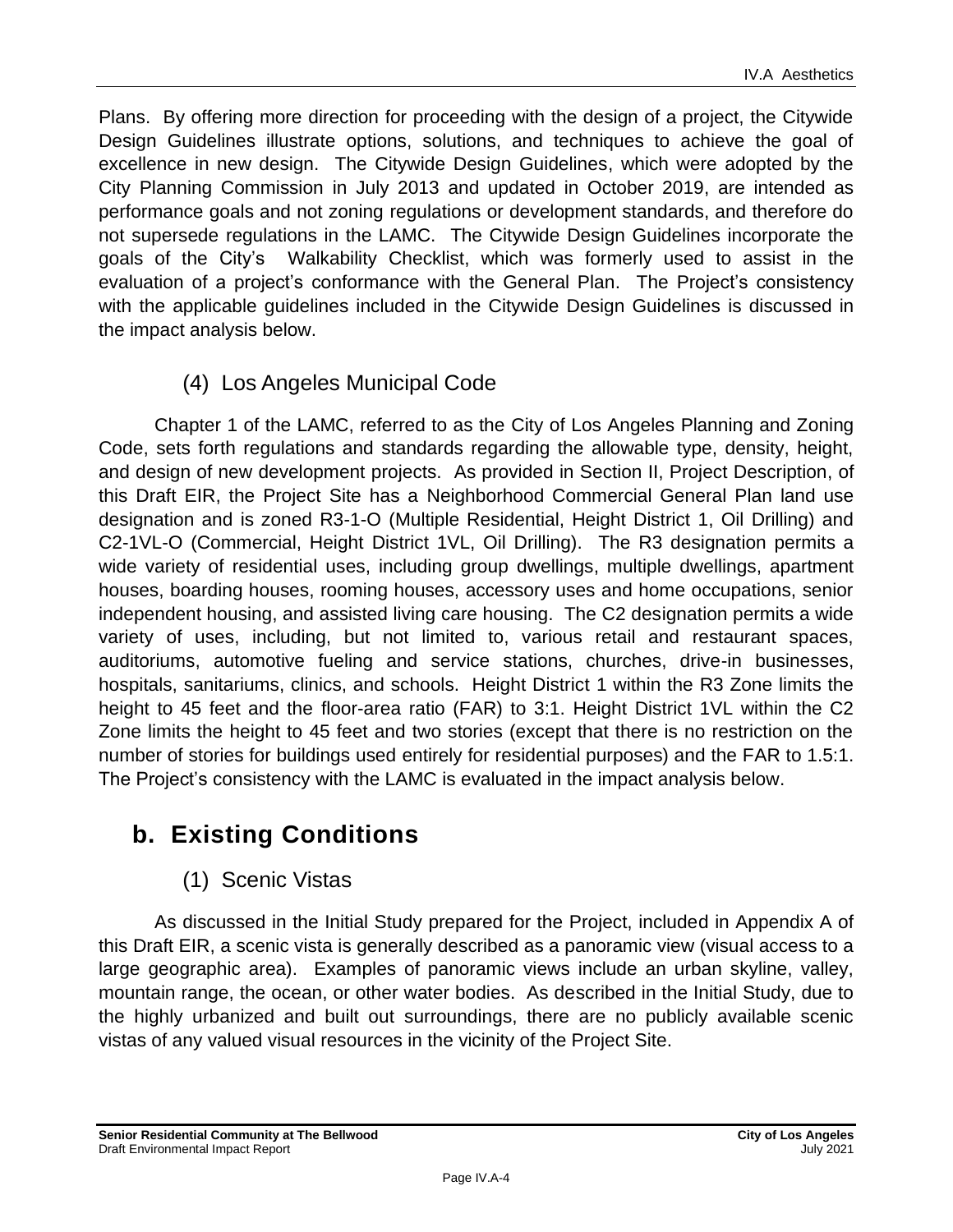Plans. By offering more direction for proceeding with the design of a project, the Citywide Design Guidelines illustrate options, solutions, and techniques to achieve the goal of excellence in new design. The Citywide Design Guidelines, which were adopted by the City Planning Commission in July 2013 and updated in October 2019, are intended as performance goals and not zoning regulations or development standards, and therefore do not supersede regulations in the LAMC. The Citywide Design Guidelines incorporate the goals of the City's Walkability Checklist, which was formerly used to assist in the evaluation of a project's conformance with the General Plan. The Project's consistency with the applicable guidelines included in the Citywide Design Guidelines is discussed in the impact analysis below.

### (4) Los Angeles Municipal Code

Chapter 1 of the LAMC, referred to as the City of Los Angeles Planning and Zoning Code, sets forth regulations and standards regarding the allowable type, density, height, and design of new development projects. As provided in Section II, Project Description, of this Draft EIR, the Project Site has a Neighborhood Commercial General Plan land use designation and is zoned R3-1-O (Multiple Residential, Height District 1, Oil Drilling) and C2-1VL-O (Commercial, Height District 1VL, Oil Drilling). The R3 designation permits a wide variety of residential uses, including group dwellings, multiple dwellings, apartment houses, boarding houses, rooming houses, accessory uses and home occupations, senior independent housing, and assisted living care housing. The C2 designation permits a wide variety of uses, including, but not limited to, various retail and restaurant spaces, auditoriums, automotive fueling and service stations, churches, drive-in businesses, hospitals, sanitariums, clinics, and schools. Height District 1 within the R3 Zone limits the height to 45 feet and the floor-area ratio (FAR) to 3:1. Height District 1VL within the C2 Zone limits the height to 45 feet and two stories (except that there is no restriction on the number of stories for buildings used entirely for residential purposes) and the FAR to 1.5:1. The Project's consistency with the LAMC is evaluated in the impact analysis below.

## b. Existing Conditions

### (1) Scenic Vistas

As discussed in the Initial Study prepared for the Project, included in Appendix A of this Draft EIR, a scenic vista is generally described as a panoramic view (visual access to a large geographic area). Examples of panoramic views include an urban skyline, valley, mountain range, the ocean, or other water bodies. As described in the Initial Study, due to the highly urbanized and built out surroundings, there are no publicly available scenic vistas of any valued visual resources in the vicinity of the Project Site.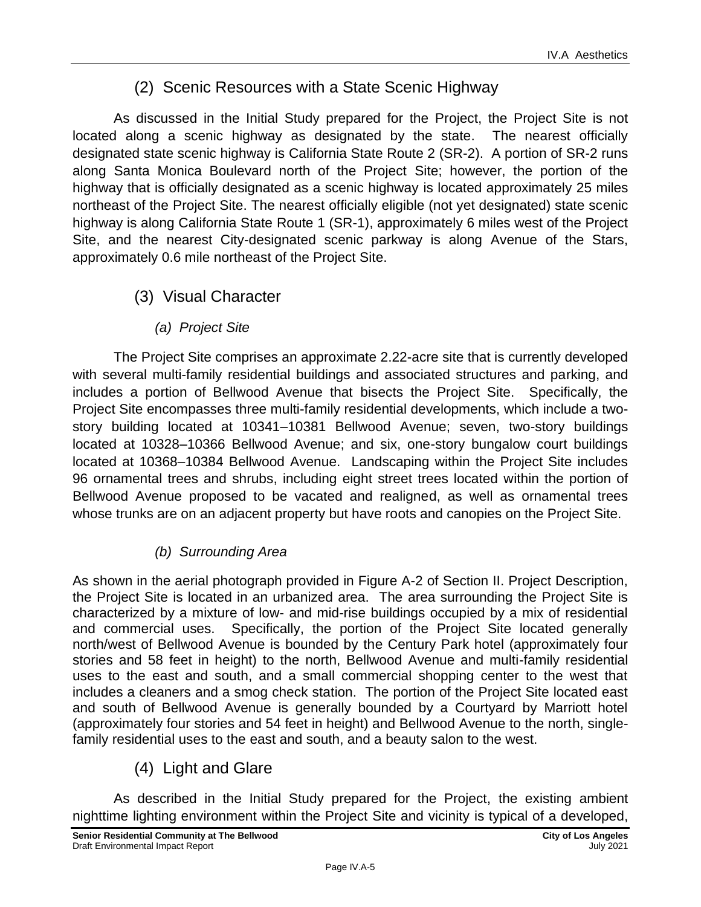### (2) Scenic Resources with a State Scenic Highway

As discussed in the Initial Study prepared for the Project, the Project Site is not located along a scenic highway as designated by the state. The nearest officially designated state scenic highway is California State Route 2 (SR-2). A portion of SR-2 runs along Santa Monica Boulevard north of the Project Site; however, the portion of the highway that is officially designated as a scenic highway is located approximately 25 miles northeast of the Project Site. The nearest officially eligible (not yet designated) state scenic highway is along California State Route 1 (SR-1), approximately 6 miles west of the Project Site, and the nearest City-designated scenic parkway is along Avenue of the Stars, approximately 0.6 mile northeast of the Project Site.

### (3) Visual Character

#### *(a) Project Site*

The Project Site comprises an approximate 2.22-acre site that is currently developed with several multi-family residential buildings and associated structures and parking, and includes a portion of Bellwood Avenue that bisects the Project Site. Specifically, the Project Site encompasses three multi-family residential developments, which include a two-story building located at 10341–10381 Bellwood Avenue; seven, two-story buildings located at 10328–10366 Bellwood Avenue; and six, one-story bungalow court buildings located at 10368–10384 Bellwood Avenue. Landscaping within the Project Site includes 96 ornamental trees and shrubs, including eight street trees located within the portion of Bellwood Avenue proposed to be vacated and realigned, as well as ornamental trees whose trunks are on an adjacent property but have roots and canopies on the Project Site.

#### *(b) Surrounding Area*

As shown in the aerial photograph provided in Figure A-2 of Section II. Project Description, the Project Site is located in an urbanized area. The area surrounding the Project Site is characterized by a mixture of low- and mid-rise buildings occupied by a mix of residential and commercial uses. Specifically, the portion of the Project Site located generally north/west of Bellwood Avenue is bounded by the Century Park hotel (approximately four stories and 58 feet in height) to the north, Bellwood Avenue and multi-family residential uses to the east and south, and a small commercial shopping center to the west that includes a cleaners and a smog check station. The portion of the Project Site located east and south of Bellwood Avenue is generally bounded by a Courtyard by Marriott hotel (approximately four stories and 54 feet in height) and Bellwood Avenue to the north, single-family residential uses to the east and south, and a beauty salon to the west.

### (4) Light and Glare

As described in the Initial Study prepared for the Project, the existing ambient nighttime lighting environment within the Project Site and vicinity is typical of a developed,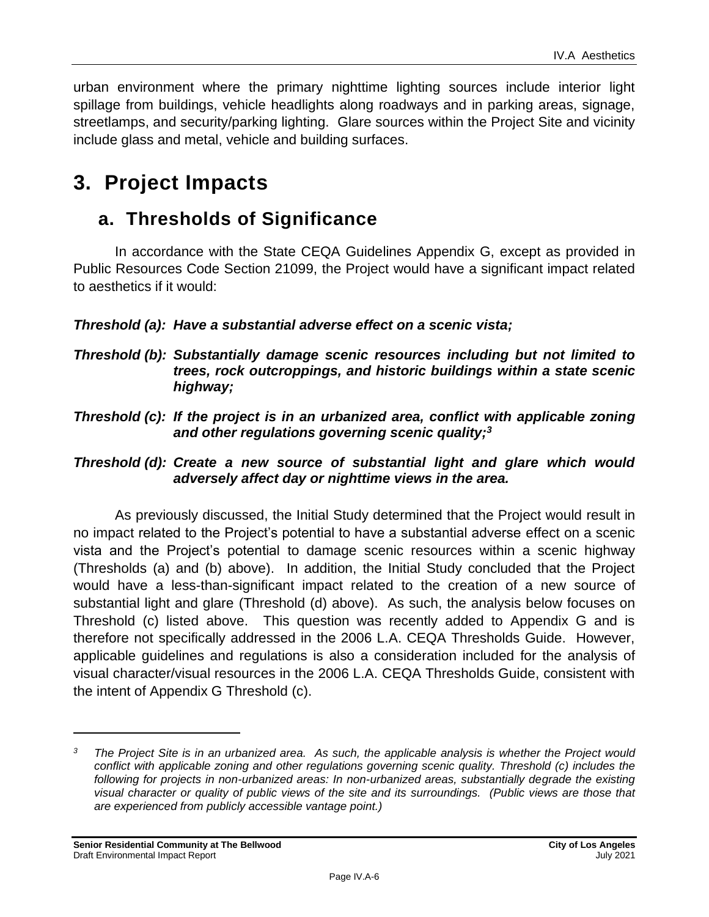urban environment where the primary nighttime lighting sources include interior light spillage from buildings, vehicle headlights along roadways and in parking areas, signage, streetlamps, and security/parking lighting. Glare sources within the Project Site and vicinity include glass and metal, vehicle and building surfaces.

# 3. Project Impacts

## a. Thresholds of Significance

In accordance with the State CEQA Guidelines Appendix G, except as provided in Public Resources Code Section 21099, the Project would have a significant impact related to aesthetics if it would:

***Threshold (a): Have a substantial adverse effect on a scenic vista;***

***Threshold (b): Substantially damage scenic resources including but not limited to trees, rock outcroppings, and historic buildings within a state scenic highway;***

***Threshold (c): If the project is in an urbanized area, conflict with applicable zoning and other regulations governing scenic quality;[3]***

***Threshold (d): Create a new source of substantial light and glare which would adversely affect day or nighttime views in the area.***

As previously discussed, the Initial Study determined that the Project would result in no impact related to the Project's potential to have a substantial adverse effect on a scenic vista and the Project's potential to damage scenic resources within a scenic highway (Thresholds (a) and (b) above). In addition, the Initial Study concluded that the Project would have a less-than-significant impact related to the creation of a new source of substantial light and glare (Threshold (d) above). As such, the analysis below focuses on Threshold (c) listed above. This question was recently added to Appendix G and is therefore not specifically addressed in the 2006 L.A. CEQA Thresholds Guide. However, applicable guidelines and regulations is also a consideration included for the analysis of visual character/visual resources in the 2006 L.A. CEQA Thresholds Guide, consistent with the intent of Appendix G Threshold (c).

---

[3] *The Project Site is in an urbanized area. As such, the applicable analysis is whether the Project would conflict with applicable zoning and other regulations governing scenic quality. Threshold (c) includes the following for projects in non-urbanized areas: In non-urbanized areas, substantially degrade the existing visual character or quality of public views of the site and its surroundings. (Public views are those that are experienced from publicly accessible vantage point.)*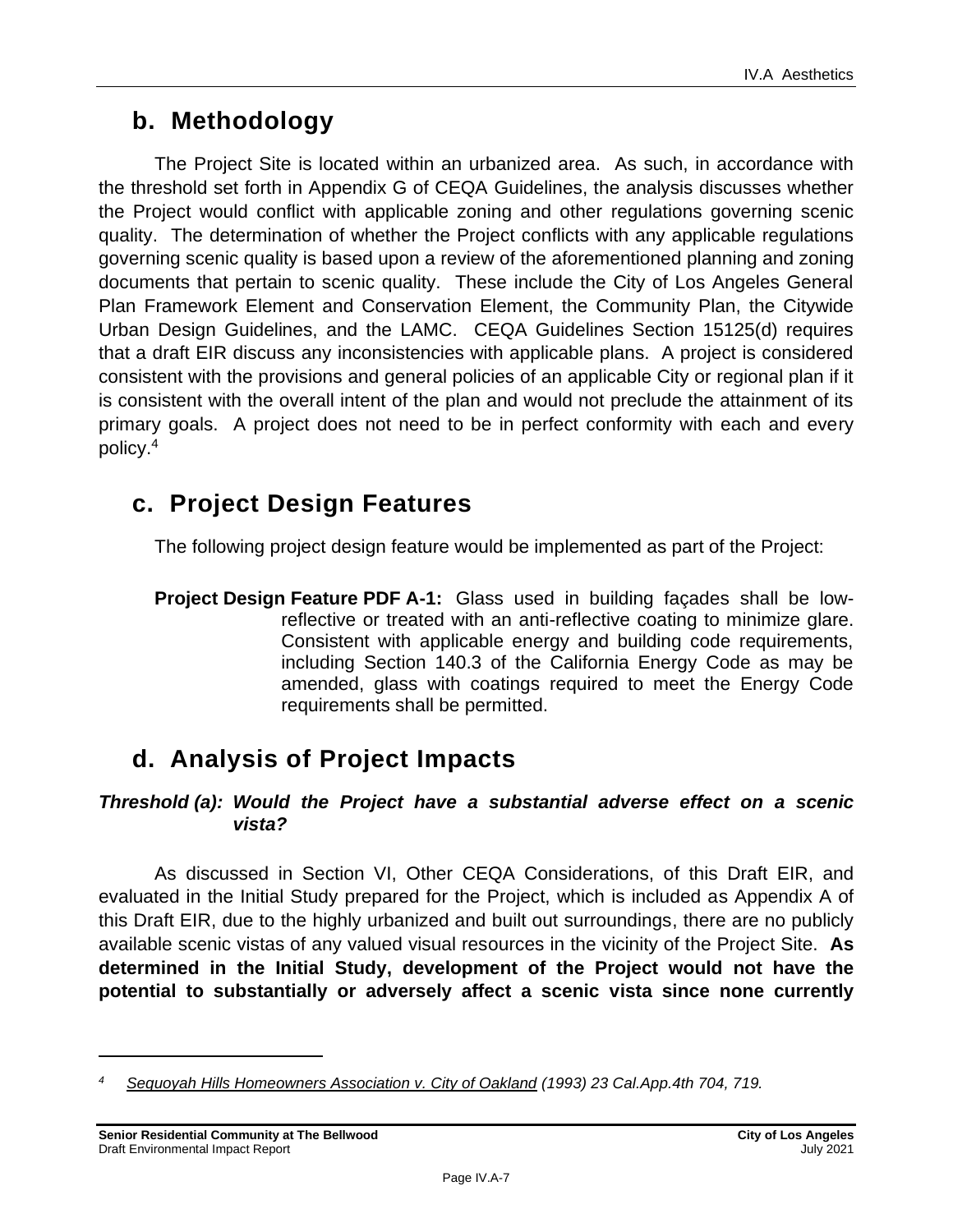## b. Methodology

The Project Site is located within an urbanized area. As such, in accordance with the threshold set forth in Appendix G of CEQA Guidelines, the analysis discusses whether the Project would conflict with applicable zoning and other regulations governing scenic quality. The determination of whether the Project conflicts with any applicable regulations governing scenic quality is based upon a review of the aforementioned planning and zoning documents that pertain to scenic quality. These include the City of Los Angeles General Plan Framework Element and Conservation Element, the Community Plan, the Citywide Urban Design Guidelines, and the LAMC. CEQA Guidelines Section 15125(d) requires that a draft EIR discuss any inconsistencies with applicable plans. A project is considered consistent with the provisions and general policies of an applicable City or regional plan if it is consistent with the overall intent of the plan and would not preclude the attainment of its primary goals. A project does not need to be in perfect conformity with each and every policy.[4]

## c. Project Design Features

The following project design feature would be implemented as part of the Project:

**Project Design Feature PDF A-1:** Glass used in building façades shall be low-reflective or treated with an anti-reflective coating to minimize glare. Consistent with applicable energy and building code requirements, including Section 140.3 of the California Energy Code as may be amended, glass with coatings required to meet the Energy Code requirements shall be permitted.

## d. Analysis of Project Impacts

***Threshold (a): Would the Project have a substantial adverse effect on a scenic vista?***

As discussed in Section VI, Other CEQA Considerations, of this Draft EIR, and evaluated in the Initial Study prepared for the Project, which is included as Appendix A of this Draft EIR, due to the highly urbanized and built out surroundings, there are no publicly available scenic vistas of any valued visual resources in the vicinity of the Project Site. **As determined in the Initial Study, development of the Project would not have the potential to substantially or adversely affect a scenic vista since none currently**

---

[4] *Sequoyah Hills Homeowners Association v. City of Oakland (1993) 23 Cal.App.4th 704, 719.*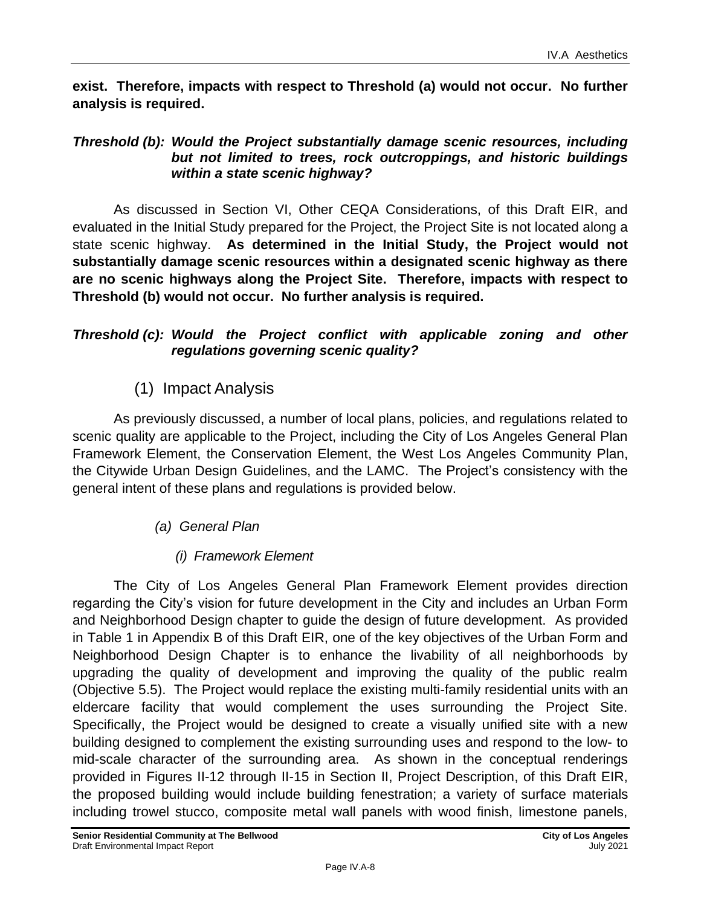**exist. Therefore, impacts with respect to Threshold (a) would not occur. No further analysis is required.**

***Threshold (b): Would the Project substantially damage scenic resources, including but not limited to trees, rock outcroppings, and historic buildings within a state scenic highway?***

As discussed in Section VI, Other CEQA Considerations, of this Draft EIR, and evaluated in the Initial Study prepared for the Project, the Project Site is not located along a state scenic highway. **As determined in the Initial Study, the Project would not substantially damage scenic resources within a designated scenic highway as there are no scenic highways along the Project Site. Therefore, impacts with respect to Threshold (b) would not occur. No further analysis is required.**

***Threshold (c): Would the Project conflict with applicable zoning and other regulations governing scenic quality?***

### (1) Impact Analysis

As previously discussed, a number of local plans, policies, and regulations related to scenic quality are applicable to the Project, including the City of Los Angeles General Plan Framework Element, the Conservation Element, the West Los Angeles Community Plan, the Citywide Urban Design Guidelines, and the LAMC. The Project's consistency with the general intent of these plans and regulations is provided below.

#### *(a) General Plan*

##### *(i) Framework Element*

The City of Los Angeles General Plan Framework Element provides direction regarding the City's vision for future development in the City and includes an Urban Form and Neighborhood Design chapter to guide the design of future development. As provided in Table 1 in Appendix B of this Draft EIR, one of the key objectives of the Urban Form and Neighborhood Design Chapter is to enhance the livability of all neighborhoods by upgrading the quality of development and improving the quality of the public realm (Objective 5.5). The Project would replace the existing multi-family residential units with an eldercare facility that would complement the uses surrounding the Project Site. Specifically, the Project would be designed to create a visually unified site with a new building designed to complement the existing surrounding uses and respond to the low- to mid-scale character of the surrounding area. As shown in the conceptual renderings provided in Figures II-12 through II-15 in Section II, Project Description, of this Draft EIR, the proposed building would include building fenestration; a variety of surface materials including trowel stucco, composite metal wall panels with wood finish, limestone panels,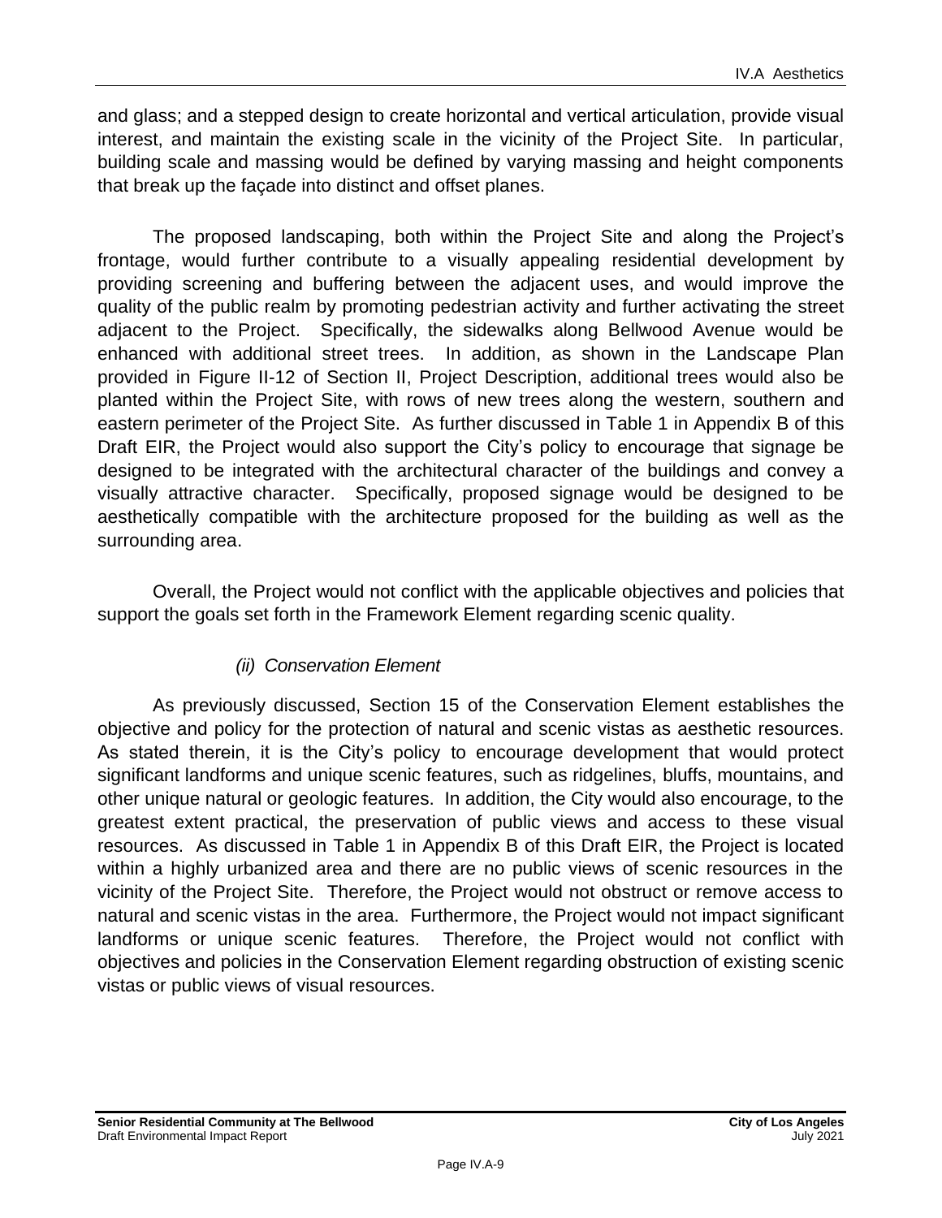and glass; and a stepped design to create horizontal and vertical articulation, provide visual interest, and maintain the existing scale in the vicinity of the Project Site. In particular, building scale and massing would be defined by varying massing and height components that break up the façade into distinct and offset planes.

The proposed landscaping, both within the Project Site and along the Project's frontage, would further contribute to a visually appealing residential development by providing screening and buffering between the adjacent uses, and would improve the quality of the public realm by promoting pedestrian activity and further activating the street adjacent to the Project. Specifically, the sidewalks along Bellwood Avenue would be enhanced with additional street trees. In addition, as shown in the Landscape Plan provided in Figure II-12 of Section II, Project Description, additional trees would also be planted within the Project Site, with rows of new trees along the western, southern and eastern perimeter of the Project Site. As further discussed in Table 1 in Appendix B of this Draft EIR, the Project would also support the City's policy to encourage that signage be designed to be integrated with the architectural character of the buildings and convey a visually attractive character. Specifically, proposed signage would be designed to be aesthetically compatible with the architecture proposed for the building as well as the surrounding area.

Overall, the Project would not conflict with the applicable objectives and policies that support the goals set forth in the Framework Element regarding scenic quality.

*(ii) Conservation Element*

As previously discussed, Section 15 of the Conservation Element establishes the objective and policy for the protection of natural and scenic vistas as aesthetic resources. As stated therein, it is the City's policy to encourage development that would protect significant landforms and unique scenic features, such as ridgelines, bluffs, mountains, and other unique natural or geologic features. In addition, the City would also encourage, to the greatest extent practical, the preservation of public views and access to these visual resources. As discussed in Table 1 in Appendix B of this Draft EIR, the Project is located within a highly urbanized area and there are no public views of scenic resources in the vicinity of the Project Site. Therefore, the Project would not obstruct or remove access to natural and scenic vistas in the area. Furthermore, the Project would not impact significant landforms or unique scenic features. Therefore, the Project would not conflict with objectives and policies in the Conservation Element regarding obstruction of existing scenic vistas or public views of visual resources.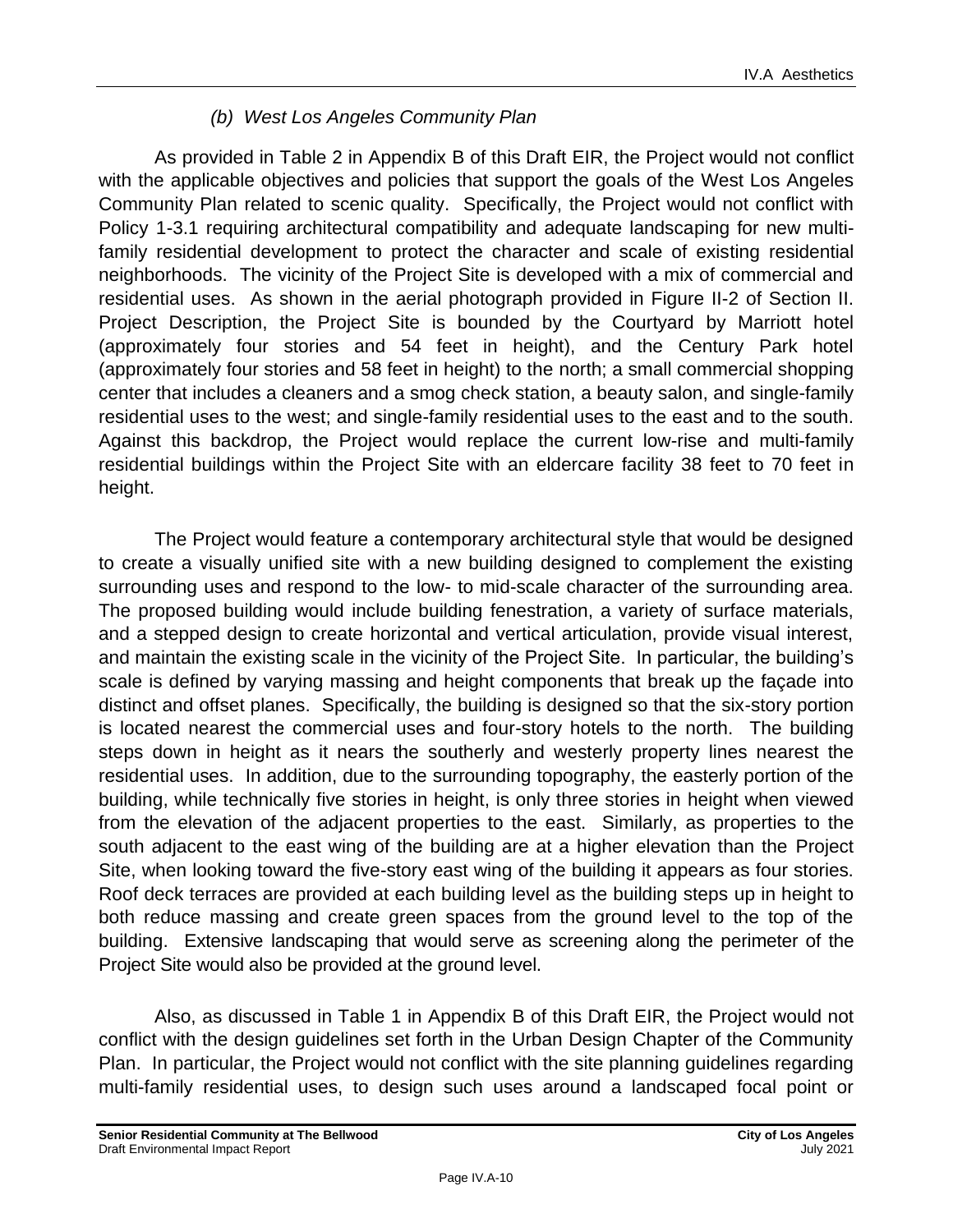#### *(b) West Los Angeles Community Plan*

As provided in Table 2 in Appendix B of this Draft EIR, the Project would not conflict with the applicable objectives and policies that support the goals of the West Los Angeles Community Plan related to scenic quality. Specifically, the Project would not conflict with Policy 1-3.1 requiring architectural compatibility and adequate landscaping for new multi-family residential development to protect the character and scale of existing residential neighborhoods. The vicinity of the Project Site is developed with a mix of commercial and residential uses. As shown in the aerial photograph provided in Figure II-2 of Section II. Project Description, the Project Site is bounded by the Courtyard by Marriott hotel (approximately four stories and 54 feet in height), and the Century Park hotel (approximately four stories and 58 feet in height) to the north; a small commercial shopping center that includes a cleaners and a smog check station, a beauty salon, and single-family residential uses to the west; and single-family residential uses to the east and to the south. Against this backdrop, the Project would replace the current low-rise and multi-family residential buildings within the Project Site with an eldercare facility 38 feet to 70 feet in height.

The Project would feature a contemporary architectural style that would be designed to create a visually unified site with a new building designed to complement the existing surrounding uses and respond to the low- to mid-scale character of the surrounding area. The proposed building would include building fenestration, a variety of surface materials, and a stepped design to create horizontal and vertical articulation, provide visual interest, and maintain the existing scale in the vicinity of the Project Site. In particular, the building's scale is defined by varying massing and height components that break up the façade into distinct and offset planes. Specifically, the building is designed so that the six-story portion is located nearest the commercial uses and four-story hotels to the north. The building steps down in height as it nears the southerly and westerly property lines nearest the residential uses. In addition, due to the surrounding topography, the easterly portion of the building, while technically five stories in height, is only three stories in height when viewed from the elevation of the adjacent properties to the east. Similarly, as properties to the south adjacent to the east wing of the building are at a higher elevation than the Project Site, when looking toward the five-story east wing of the building it appears as four stories. Roof deck terraces are provided at each building level as the building steps up in height to both reduce massing and create green spaces from the ground level to the top of the building. Extensive landscaping that would serve as screening along the perimeter of the Project Site would also be provided at the ground level.

Also, as discussed in Table 1 in Appendix B of this Draft EIR, the Project would not conflict with the design guidelines set forth in the Urban Design Chapter of the Community Plan. In particular, the Project would not conflict with the site planning guidelines regarding multi-family residential uses, to design such uses around a landscaped focal point or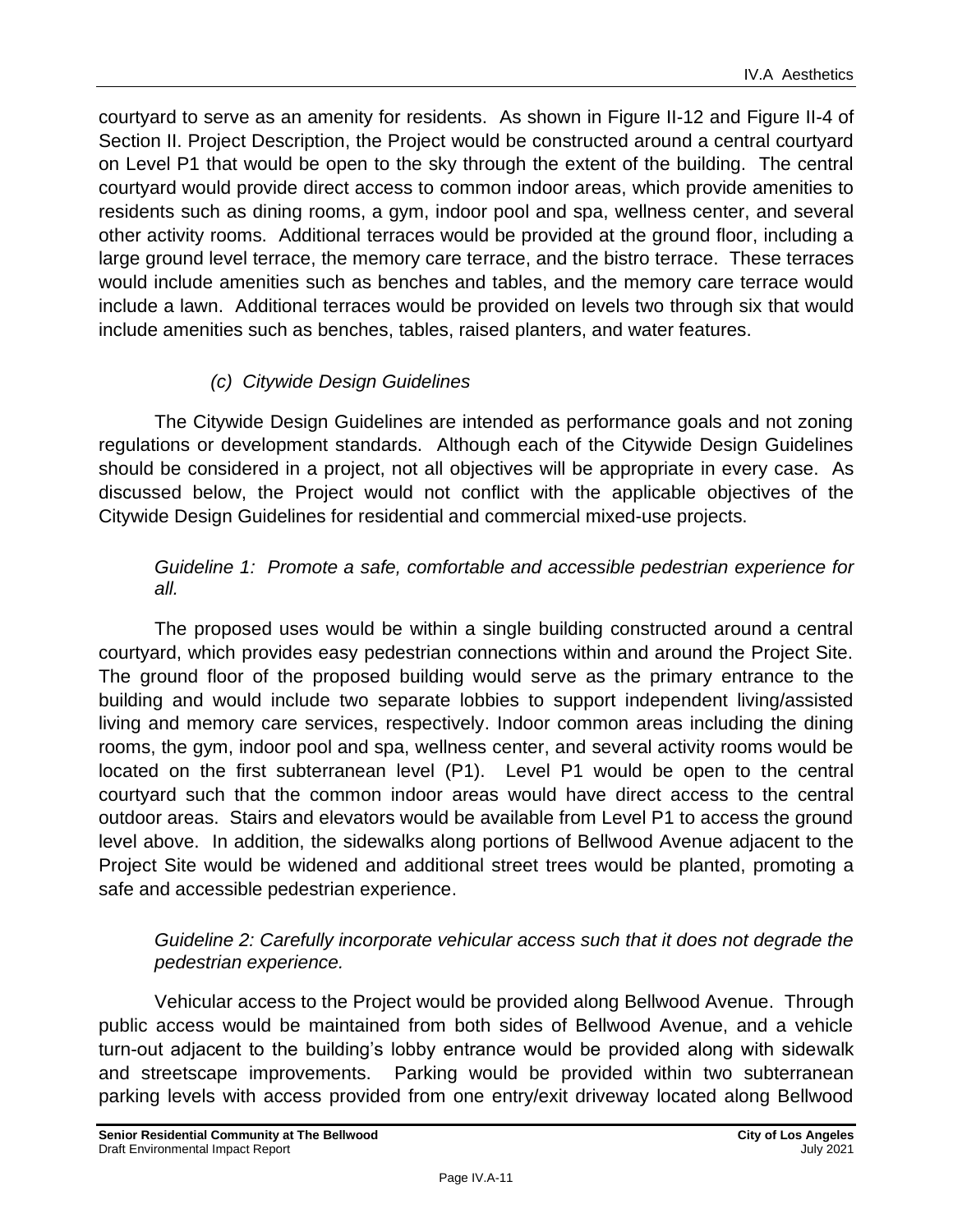courtyard to serve as an amenity for residents. As shown in Figure II-12 and Figure II-4 of Section II. Project Description, the Project would be constructed around a central courtyard on Level P1 that would be open to the sky through the extent of the building. The central courtyard would provide direct access to common indoor areas, which provide amenities to residents such as dining rooms, a gym, indoor pool and spa, wellness center, and several other activity rooms. Additional terraces would be provided at the ground floor, including a large ground level terrace, the memory care terrace, and the bistro terrace. These terraces would include amenities such as benches and tables, and the memory care terrace would include a lawn. Additional terraces would be provided on levels two through six that would include amenities such as benches, tables, raised planters, and water features.

*(c) Citywide Design Guidelines*

The Citywide Design Guidelines are intended as performance goals and not zoning regulations or development standards. Although each of the Citywide Design Guidelines should be considered in a project, not all objectives will be appropriate in every case. As discussed below, the Project would not conflict with the applicable objectives of the Citywide Design Guidelines for residential and commercial mixed-use projects.

*Guideline 1: Promote a safe, comfortable and accessible pedestrian experience for all.*

The proposed uses would be within a single building constructed around a central courtyard, which provides easy pedestrian connections within and around the Project Site. The ground floor of the proposed building would serve as the primary entrance to the building and would include two separate lobbies to support independent living/assisted living and memory care services, respectively. Indoor common areas including the dining rooms, the gym, indoor pool and spa, wellness center, and several activity rooms would be located on the first subterranean level (P1). Level P1 would be open to the central courtyard such that the common indoor areas would have direct access to the central outdoor areas. Stairs and elevators would be available from Level P1 to access the ground level above. In addition, the sidewalks along portions of Bellwood Avenue adjacent to the Project Site would be widened and additional street trees would be planted, promoting a safe and accessible pedestrian experience.

*Guideline 2: Carefully incorporate vehicular access such that it does not degrade the pedestrian experience.*

Vehicular access to the Project would be provided along Bellwood Avenue. Through public access would be maintained from both sides of Bellwood Avenue, and a vehicle turn-out adjacent to the building's lobby entrance would be provided along with sidewalk and streetscape improvements. Parking would be provided within two subterranean parking levels with access provided from one entry/exit driveway located along Bellwood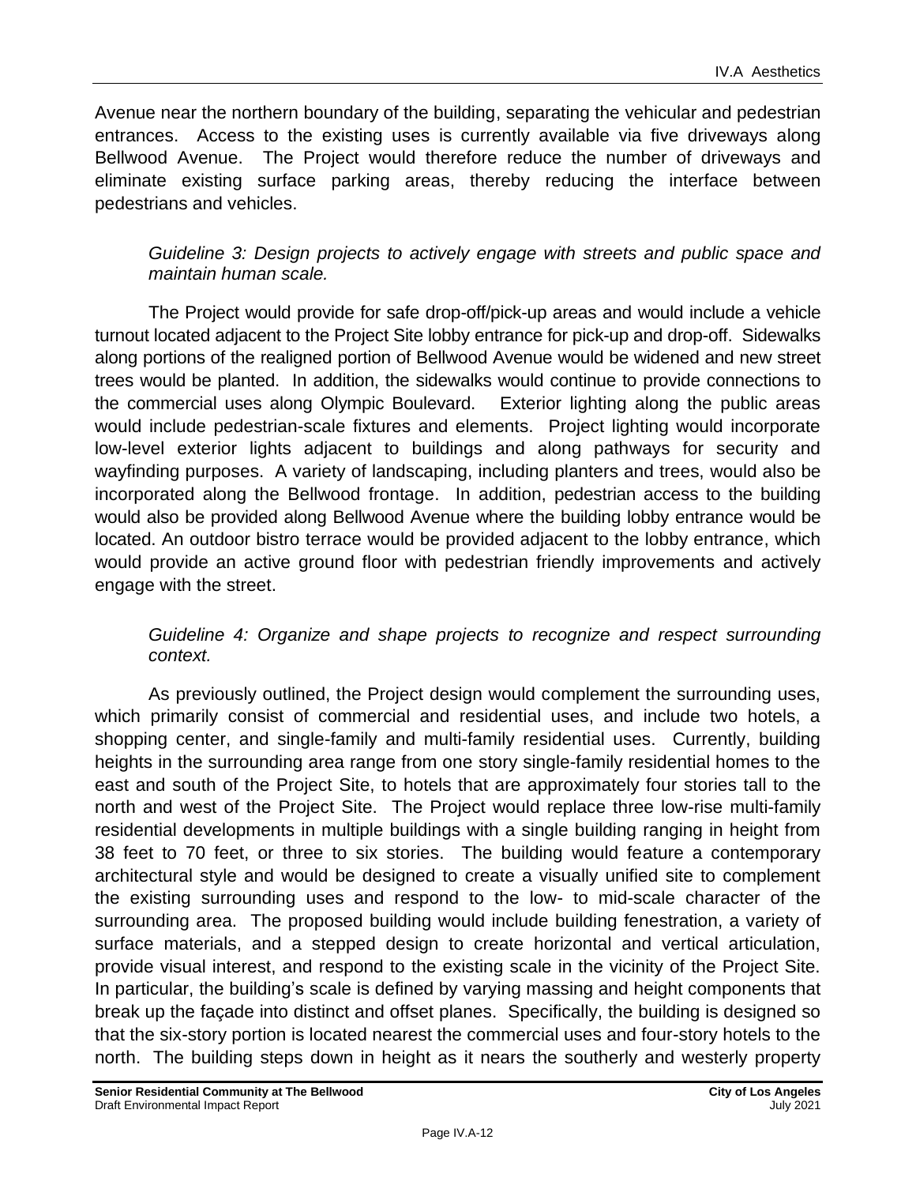Avenue near the northern boundary of the building, separating the vehicular and pedestrian entrances. Access to the existing uses is currently available via five driveways along Bellwood Avenue. The Project would therefore reduce the number of driveways and eliminate existing surface parking areas, thereby reducing the interface between pedestrians and vehicles.

*Guideline 3: Design projects to actively engage with streets and public space and maintain human scale.*

The Project would provide for safe drop-off/pick-up areas and would include a vehicle turnout located adjacent to the Project Site lobby entrance for pick-up and drop-off. Sidewalks along portions of the realigned portion of Bellwood Avenue would be widened and new street trees would be planted. In addition, the sidewalks would continue to provide connections to the commercial uses along Olympic Boulevard. Exterior lighting along the public areas would include pedestrian-scale fixtures and elements. Project lighting would incorporate low-level exterior lights adjacent to buildings and along pathways for security and wayfinding purposes. A variety of landscaping, including planters and trees, would also be incorporated along the Bellwood frontage. In addition, pedestrian access to the building would also be provided along Bellwood Avenue where the building lobby entrance would be located. An outdoor bistro terrace would be provided adjacent to the lobby entrance, which would provide an active ground floor with pedestrian friendly improvements and actively engage with the street.

*Guideline 4: Organize and shape projects to recognize and respect surrounding context.*

As previously outlined, the Project design would complement the surrounding uses, which primarily consist of commercial and residential uses, and include two hotels, a shopping center, and single-family and multi-family residential uses. Currently, building heights in the surrounding area range from one story single-family residential homes to the east and south of the Project Site, to hotels that are approximately four stories tall to the north and west of the Project Site. The Project would replace three low-rise multi-family residential developments in multiple buildings with a single building ranging in height from 38 feet to 70 feet, or three to six stories. The building would feature a contemporary architectural style and would be designed to create a visually unified site to complement the existing surrounding uses and respond to the low- to mid-scale character of the surrounding area. The proposed building would include building fenestration, a variety of surface materials, and a stepped design to create horizontal and vertical articulation, provide visual interest, and respond to the existing scale in the vicinity of the Project Site. In particular, the building's scale is defined by varying massing and height components that break up the façade into distinct and offset planes. Specifically, the building is designed so that the six-story portion is located nearest the commercial uses and four-story hotels to the north. The building steps down in height as it nears the southerly and westerly property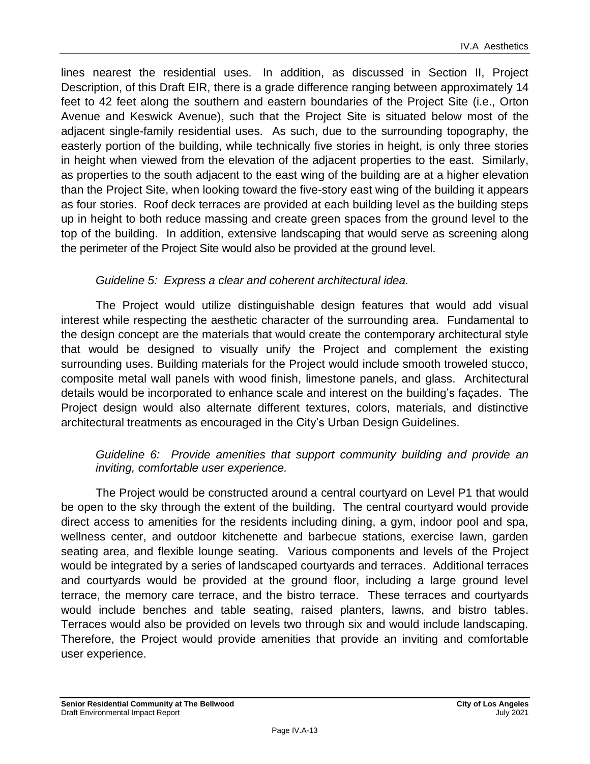lines nearest the residential uses. In addition, as discussed in Section II, Project Description, of this Draft EIR, there is a grade difference ranging between approximately 14 feet to 42 feet along the southern and eastern boundaries of the Project Site (i.e., Orton Avenue and Keswick Avenue), such that the Project Site is situated below most of the adjacent single-family residential uses. As such, due to the surrounding topography, the easterly portion of the building, while technically five stories in height, is only three stories in height when viewed from the elevation of the adjacent properties to the east. Similarly, as properties to the south adjacent to the east wing of the building are at a higher elevation than the Project Site, when looking toward the five-story east wing of the building it appears as four stories. Roof deck terraces are provided at each building level as the building steps up in height to both reduce massing and create green spaces from the ground level to the top of the building. In addition, extensive landscaping that would serve as screening along the perimeter of the Project Site would also be provided at the ground level.

*Guideline 5: Express a clear and coherent architectural idea.*

The Project would utilize distinguishable design features that would add visual interest while respecting the aesthetic character of the surrounding area. Fundamental to the design concept are the materials that would create the contemporary architectural style that would be designed to visually unify the Project and complement the existing surrounding uses. Building materials for the Project would include smooth troweled stucco, composite metal wall panels with wood finish, limestone panels, and glass. Architectural details would be incorporated to enhance scale and interest on the building's façades. The Project design would also alternate different textures, colors, materials, and distinctive architectural treatments as encouraged in the City's Urban Design Guidelines.

*Guideline 6: Provide amenities that support community building and provide an inviting, comfortable user experience.*

The Project would be constructed around a central courtyard on Level P1 that would be open to the sky through the extent of the building. The central courtyard would provide direct access to amenities for the residents including dining, a gym, indoor pool and spa, wellness center, and outdoor kitchenette and barbecue stations, exercise lawn, garden seating area, and flexible lounge seating. Various components and levels of the Project would be integrated by a series of landscaped courtyards and terraces. Additional terraces and courtyards would be provided at the ground floor, including a large ground level terrace, the memory care terrace, and the bistro terrace. These terraces and courtyards would include benches and table seating, raised planters, lawns, and bistro tables. Terraces would also be provided on levels two through six and would include landscaping. Therefore, the Project would provide amenities that provide an inviting and comfortable user experience.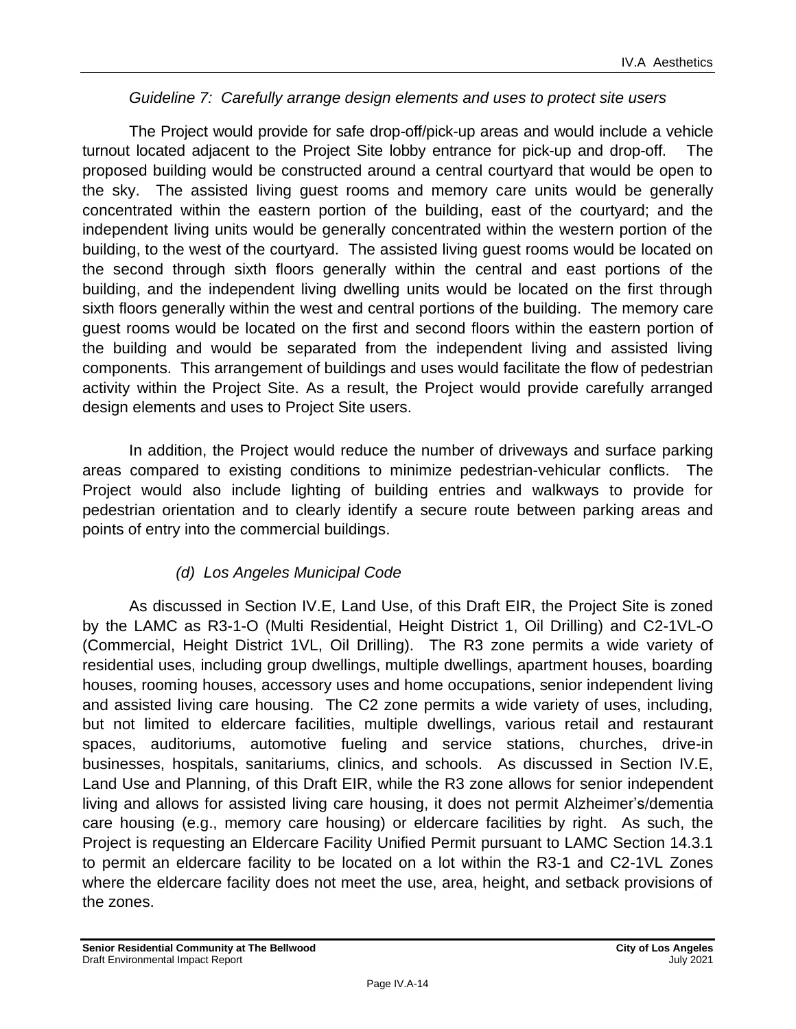*Guideline 7: Carefully arrange design elements and uses to protect site users*

The Project would provide for safe drop-off/pick-up areas and would include a vehicle turnout located adjacent to the Project Site lobby entrance for pick-up and drop-off. The proposed building would be constructed around a central courtyard that would be open to the sky. The assisted living guest rooms and memory care units would be generally concentrated within the eastern portion of the building, east of the courtyard; and the independent living units would be generally concentrated within the western portion of the building, to the west of the courtyard. The assisted living guest rooms would be located on the second through sixth floors generally within the central and east portions of the building, and the independent living dwelling units would be located on the first through sixth floors generally within the west and central portions of the building. The memory care guest rooms would be located on the first and second floors within the eastern portion of the building and would be separated from the independent living and assisted living components. This arrangement of buildings and uses would facilitate the flow of pedestrian activity within the Project Site. As a result, the Project would provide carefully arranged design elements and uses to Project Site users.

In addition, the Project would reduce the number of driveways and surface parking areas compared to existing conditions to minimize pedestrian-vehicular conflicts. The Project would also include lighting of building entries and walkways to provide for pedestrian orientation and to clearly identify a secure route between parking areas and points of entry into the commercial buildings.

*(d) Los Angeles Municipal Code*

As discussed in Section IV.E, Land Use, of this Draft EIR, the Project Site is zoned by the LAMC as R3-1-O (Multi Residential, Height District 1, Oil Drilling) and C2-1VL-O (Commercial, Height District 1VL, Oil Drilling). The R3 zone permits a wide variety of residential uses, including group dwellings, multiple dwellings, apartment houses, boarding houses, rooming houses, accessory uses and home occupations, senior independent living and assisted living care housing. The C2 zone permits a wide variety of uses, including, but not limited to eldercare facilities, multiple dwellings, various retail and restaurant spaces, auditoriums, automotive fueling and service stations, churches, drive-in businesses, hospitals, sanitariums, clinics, and schools. As discussed in Section IV.E, Land Use and Planning, of this Draft EIR, while the R3 zone allows for senior independent living and allows for assisted living care housing, it does not permit Alzheimer's/dementia care housing (e.g., memory care housing) or eldercare facilities by right. As such, the Project is requesting an Eldercare Facility Unified Permit pursuant to LAMC Section 14.3.1 to permit an eldercare facility to be located on a lot within the R3-1 and C2-1VL Zones where the eldercare facility does not meet the use, area, height, and setback provisions of the zones.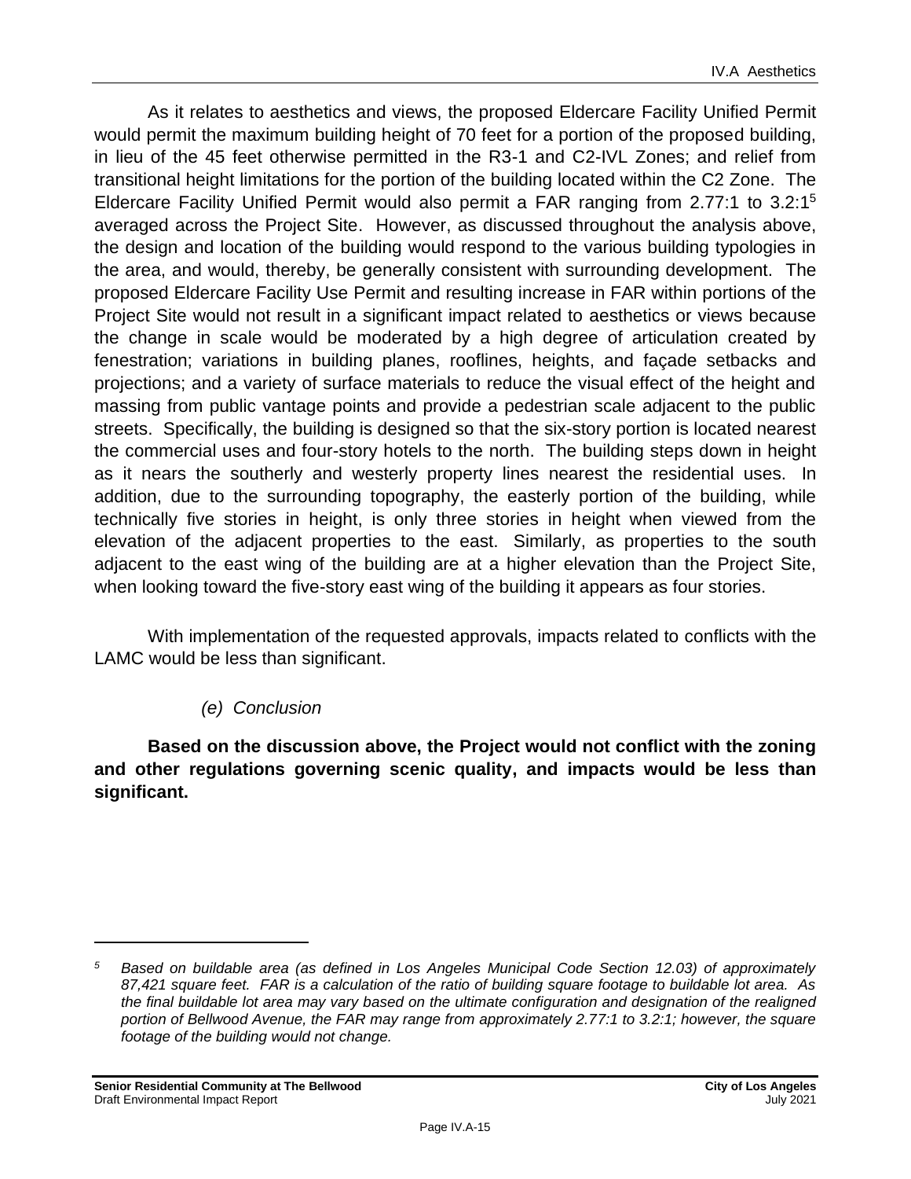As it relates to aesthetics and views, the proposed Eldercare Facility Unified Permit would permit the maximum building height of 70 feet for a portion of the proposed building, in lieu of the 45 feet otherwise permitted in the R3-1 and C2-IVL Zones; and relief from transitional height limitations for the portion of the building located within the C2 Zone. The Eldercare Facility Unified Permit would also permit a FAR ranging from 2.77:1 to 3.2:1[5] averaged across the Project Site. However, as discussed throughout the analysis above, the design and location of the building would respond to the various building typologies in the area, and would, thereby, be generally consistent with surrounding development. The proposed Eldercare Facility Use Permit and resulting increase in FAR within portions of the Project Site would not result in a significant impact related to aesthetics or views because the change in scale would be moderated by a high degree of articulation created by fenestration; variations in building planes, rooflines, heights, and façade setbacks and projections; and a variety of surface materials to reduce the visual effect of the height and massing from public vantage points and provide a pedestrian scale adjacent to the public streets. Specifically, the building is designed so that the six-story portion is located nearest the commercial uses and four-story hotels to the north. The building steps down in height as it nears the southerly and westerly property lines nearest the residential uses. In addition, due to the surrounding topography, the easterly portion of the building, while technically five stories in height, is only three stories in height when viewed from the elevation of the adjacent properties to the east. Similarly, as properties to the south adjacent to the east wing of the building are at a higher elevation than the Project Site, when looking toward the five-story east wing of the building it appears as four stories.

With implementation of the requested approvals, impacts related to conflicts with the LAMC would be less than significant.

*(e) Conclusion*

**Based on the discussion above, the Project would not conflict with the zoning and other regulations governing scenic quality, and impacts would be less than significant.**

---

*[5] Based on buildable area (as defined in Los Angeles Municipal Code Section 12.03) of approximately 87,421 square feet. FAR is a calculation of the ratio of building square footage to buildable lot area. As the final buildable lot area may vary based on the ultimate configuration and designation of the realigned portion of Bellwood Avenue, the FAR may range from approximately 2.77:1 to 3.2:1; however, the square footage of the building would not change.*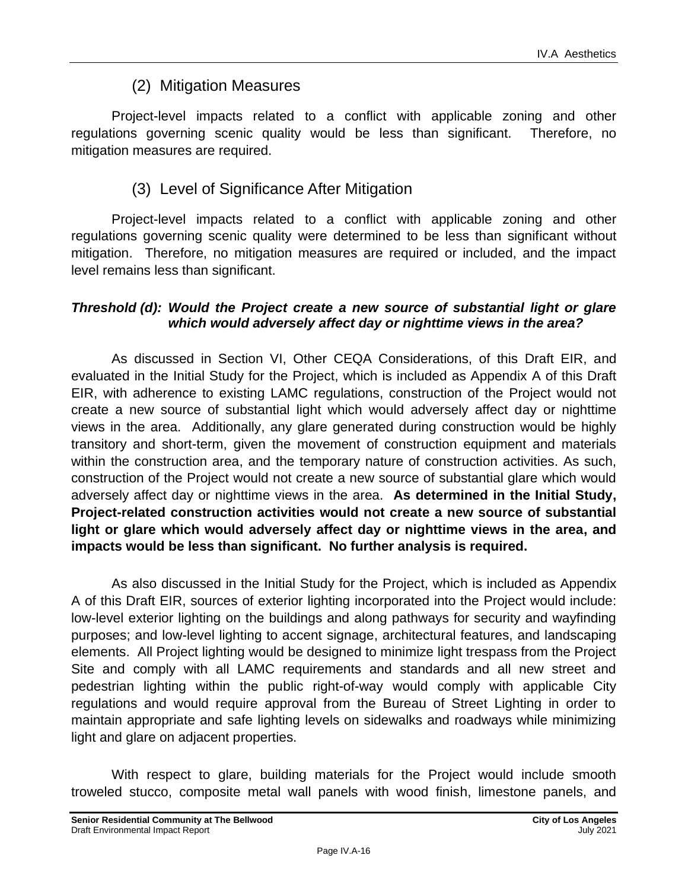### (2) Mitigation Measures

Project-level impacts related to a conflict with applicable zoning and other regulations governing scenic quality would be less than significant. Therefore, no mitigation measures are required.

### (3) Level of Significance After Mitigation

Project-level impacts related to a conflict with applicable zoning and other regulations governing scenic quality were determined to be less than significant without mitigation. Therefore, no mitigation measures are required or included, and the impact level remains less than significant.

***Threshold (d): Would the Project create a new source of substantial light or glare which would adversely affect day or nighttime views in the area?***

As discussed in Section VI, Other CEQA Considerations, of this Draft EIR, and evaluated in the Initial Study for the Project, which is included as Appendix A of this Draft EIR, with adherence to existing LAMC regulations, construction of the Project would not create a new source of substantial light which would adversely affect day or nighttime views in the area. Additionally, any glare generated during construction would be highly transitory and short-term, given the movement of construction equipment and materials within the construction area, and the temporary nature of construction activities. As such, construction of the Project would not create a new source of substantial glare which would adversely affect day or nighttime views in the area. **As determined in the Initial Study, Project-related construction activities would not create a new source of substantial light or glare which would adversely affect day or nighttime views in the area, and impacts would be less than significant. No further analysis is required.**

As also discussed in the Initial Study for the Project, which is included as Appendix A of this Draft EIR, sources of exterior lighting incorporated into the Project would include: low-level exterior lighting on the buildings and along pathways for security and wayfinding purposes; and low-level lighting to accent signage, architectural features, and landscaping elements. All Project lighting would be designed to minimize light trespass from the Project Site and comply with all LAMC requirements and standards and all new street and pedestrian lighting within the public right-of-way would comply with applicable City regulations and would require approval from the Bureau of Street Lighting in order to maintain appropriate and safe lighting levels on sidewalks and roadways while minimizing light and glare on adjacent properties.

With respect to glare, building materials for the Project would include smooth troweled stucco, composite metal wall panels with wood finish, limestone panels, and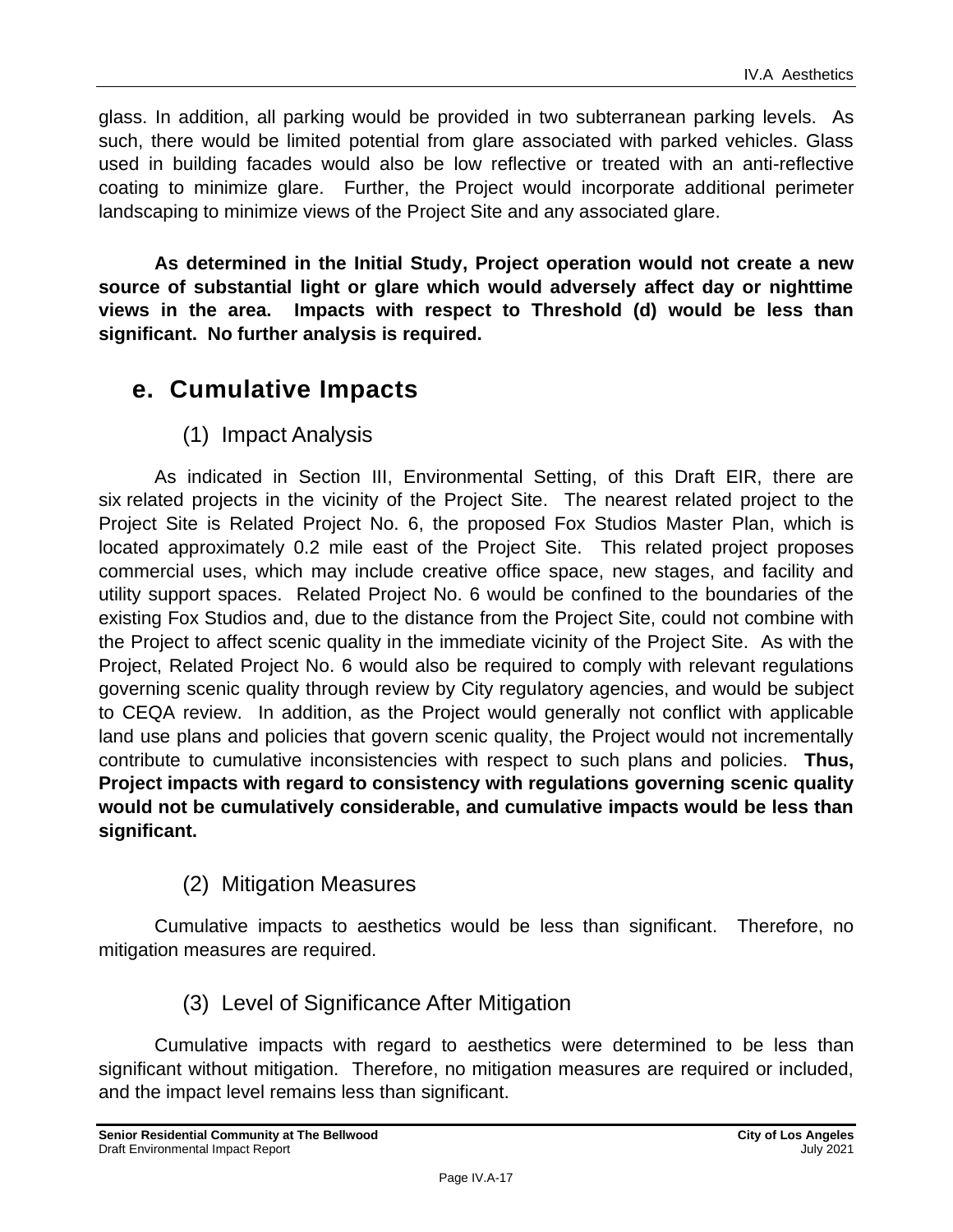glass. In addition, all parking would be provided in two subterranean parking levels. As such, there would be limited potential from glare associated with parked vehicles. Glass used in building facades would also be low reflective or treated with an anti-reflective coating to minimize glare. Further, the Project would incorporate additional perimeter landscaping to minimize views of the Project Site and any associated glare.

**As determined in the Initial Study, Project operation would not create a new source of substantial light or glare which would adversely affect day or nighttime views in the area. Impacts with respect to Threshold (d) would be less than significant. No further analysis is required.**

## e. Cumulative Impacts

### (1) Impact Analysis

As indicated in Section III, Environmental Setting, of this Draft EIR, there are six related projects in the vicinity of the Project Site. The nearest related project to the Project Site is Related Project No. 6, the proposed Fox Studios Master Plan, which is located approximately 0.2 mile east of the Project Site. This related project proposes commercial uses, which may include creative office space, new stages, and facility and utility support spaces. Related Project No. 6 would be confined to the boundaries of the existing Fox Studios and, due to the distance from the Project Site, could not combine with the Project to affect scenic quality in the immediate vicinity of the Project Site. As with the Project, Related Project No. 6 would also be required to comply with relevant regulations governing scenic quality through review by City regulatory agencies, and would be subject to CEQA review. In addition, as the Project would generally not conflict with applicable land use plans and policies that govern scenic quality, the Project would not incrementally contribute to cumulative inconsistencies with respect to such plans and policies. **Thus, Project impacts with regard to consistency with regulations governing scenic quality would not be cumulatively considerable, and cumulative impacts would be less than significant.**

### (2) Mitigation Measures

Cumulative impacts to aesthetics would be less than significant. Therefore, no mitigation measures are required.

### (3) Level of Significance After Mitigation

Cumulative impacts with regard to aesthetics were determined to be less than significant without mitigation. Therefore, no mitigation measures are required or included, and the impact level remains less than significant.